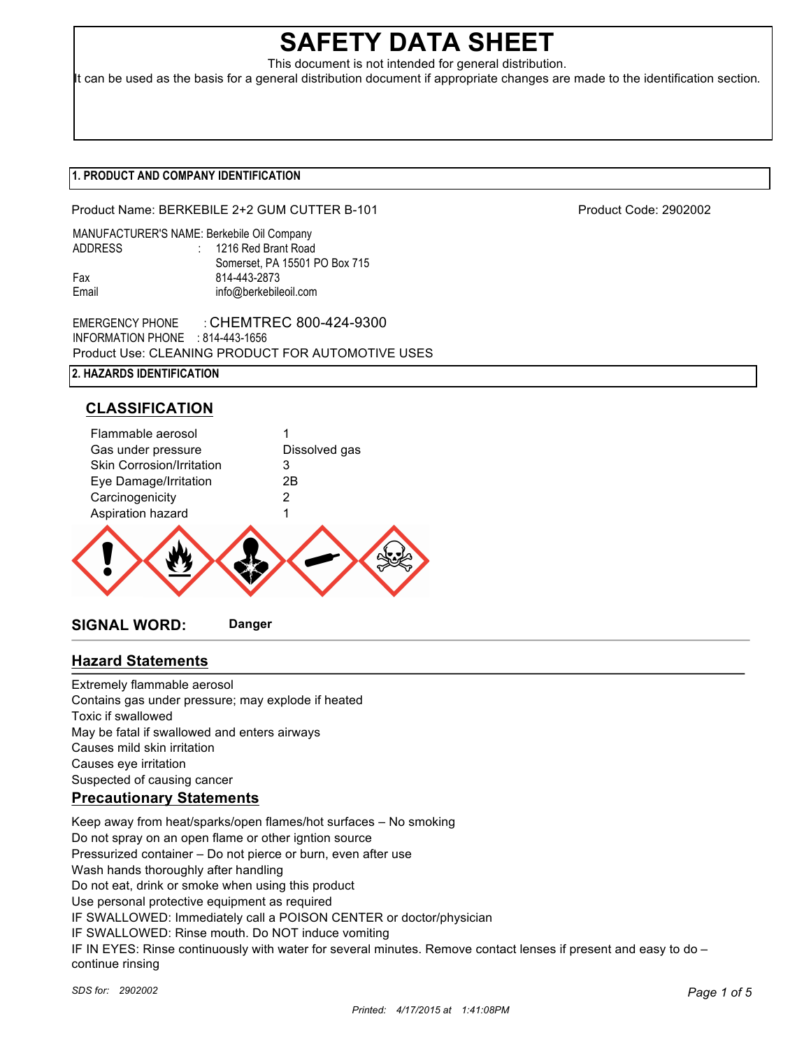# SAFETY DATA SHEET

This document is not intended for general distribution.
It can be used as the basis for a general distribution document if appropriate changes are made to the identification section.

## 1. PRODUCT AND COMPANY IDENTIFICATION

Product Name: BERKEBILE 2+2 GUM CUTTER B-101 Product Code: 2902002

MANUFACTURER'S NAME: Berkebile Oil Company
ADDRESS : 1216 Red Brant Road
Somerset, PA 15501 PO Box 715
Fax 814-443-2873
Email info@berkebileoil.com

EMERGENCY PHONE : CHEMTREC 800-424-9300
INFORMATION PHONE : 814-443-1656
Product Use: CLEANING PRODUCT FOR AUTOMOTIVE USES

## 2. HAZARDS IDENTIFICATION

### CLASSIFICATION

| | |
|---|---|
| Flammable aerosol | 1 |
| Gas under pressure | Dissolved gas |
| Skin Corrosion/Irritation | 3 |
| Eye Damage/Irritation | 2B |
| Carcinogenicity | 2 |
| Aspiration hazard | 1 |

**SIGNAL WORD:** **Danger**

### Hazard Statements

Extremely flammable aerosol
Contains gas under pressure; may explode if heated
Toxic if swallowed
May be fatal if swallowed and enters airways
Causes mild skin irritation
Causes eye irritation
Suspected of causing cancer

### Precautionary Statements

Keep away from heat/sparks/open flames/hot surfaces – No smoking
Do not spray on an open flame or other igntion source
Pressurized container – Do not pierce or burn, even after use
Wash hands thoroughly after handling
Do not eat, drink or smoke when using this product
Use personal protective equipment as required
IF SWALLOWED: Immediately call a POISON CENTER or doctor/physician
IF SWALLOWED: Rinse mouth. Do NOT induce vomiting
IF IN EYES: Rinse continuously with water for several minutes. Remove contact lenses if present and easy to do – continue rinsing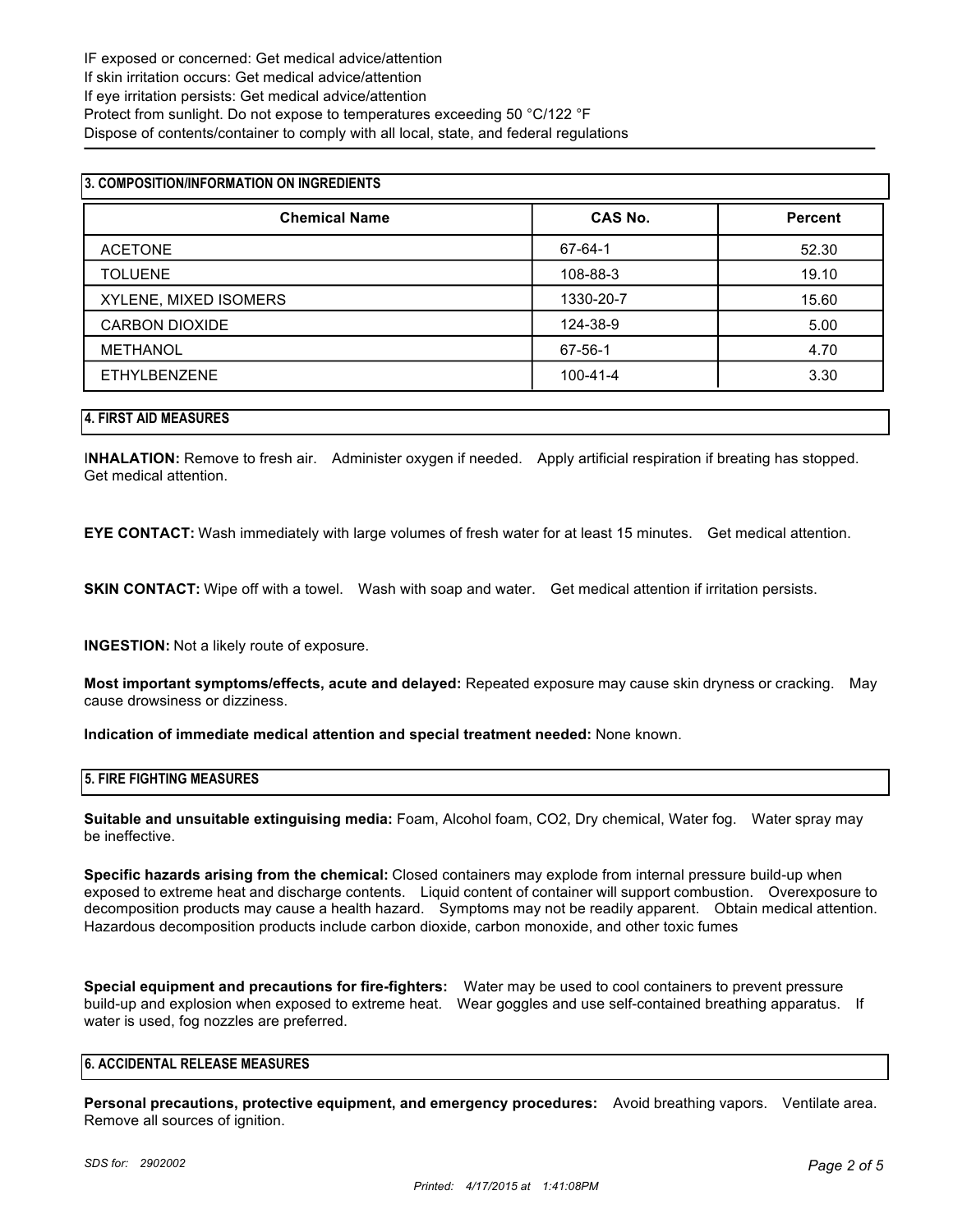IF exposed or concerned: Get medical advice/attention
If skin irritation occurs: Get medical advice/attention
If eye irritation persists: Get medical advice/attention
Protect from sunlight. Do not expose to temperatures exceeding 50 °C/122 °F
Dispose of contents/container to comply with all local, state, and federal regulations

## 3. COMPOSITION/INFORMATION ON INGREDIENTS

| Chemical Name | CAS No. | Percent |
|---|---|---|
| ACETONE | 67-64-1 | 52.30 |
| TOLUENE | 108-88-3 | 19.10 |
| XYLENE, MIXED ISOMERS | 1330-20-7 | 15.60 |
| CARBON DIOXIDE | 124-38-9 | 5.00 |
| METHANOL | 67-56-1 | 4.70 |
| ETHYLBENZENE | 100-41-4 | 3.30 |

## 4. FIRST AID MEASURES

**INHALATION:** Remove to fresh air. Administer oxygen if needed. Apply artificial respiration if breating has stopped. Get medical attention.

**EYE CONTACT:** Wash immediately with large volumes of fresh water for at least 15 minutes. Get medical attention.

**SKIN CONTACT:** Wipe off with a towel. Wash with soap and water. Get medical attention if irritation persists.

**INGESTION:** Not a likely route of exposure.

**Most important symptoms/effects, acute and delayed:** Repeated exposure may cause skin dryness or cracking. May cause drowsiness or dizziness.

**Indication of immediate medical attention and special treatment needed:** None known.

## 5. FIRE FIGHTING MEASURES

**Suitable and unsuitable extinguising media:** Foam, Alcohol foam, CO2, Dry chemical, Water fog. Water spray may be ineffective.

**Specific hazards arising from the chemical:** Closed containers may explode from internal pressure build-up when exposed to extreme heat and discharge contents. Liquid content of container will support combustion. Overexposure to decomposition products may cause a health hazard. Symptoms may not be readily apparent. Obtain medical attention. Hazardous decomposition products include carbon dioxide, carbon monoxide, and other toxic fumes

**Special equipment and precautions for fire-fighters:** Water may be used to cool containers to prevent pressure build-up and explosion when exposed to extreme heat. Wear goggles and use self-contained breathing apparatus. If water is used, fog nozzles are preferred.

## 6. ACCIDENTAL RELEASE MEASURES

**Personal precautions, protective equipment, and emergency procedures:** Avoid breathing vapors. Ventilate area. Remove all sources of ignition.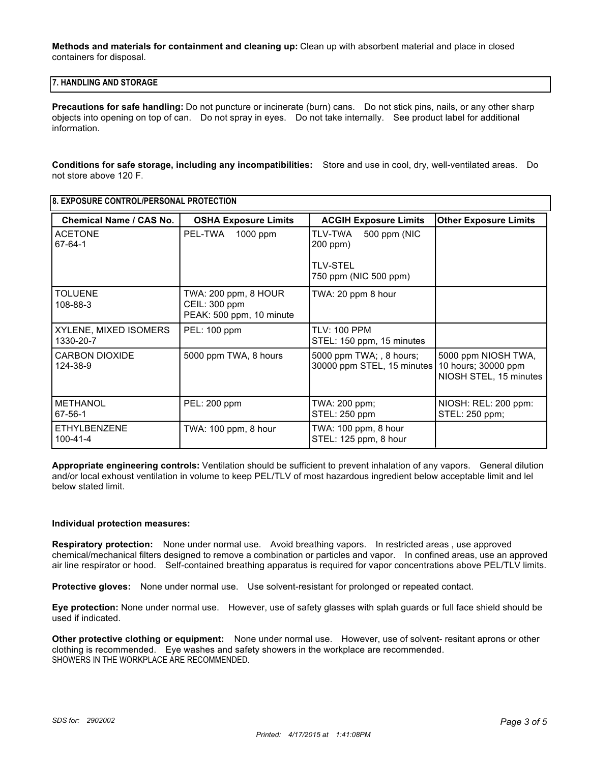**Methods and materials for containment and cleaning up:** Clean up with absorbent material and place in closed containers for disposal.

## 7. HANDLING AND STORAGE

**Precautions for safe handling:** Do not puncture or incinerate (burn) cans. Do not stick pins, nails, or any other sharp objects into opening on top of can. Do not spray in eyes. Do not take internally. See product label for additional information.

**Conditions for safe storage, including any incompatibilities:** Store and use in cool, dry, well-ventilated areas. Do not store above 120 F.

## 8. EXPOSURE CONTROL/PERSONAL PROTECTION

| Chemical Name / CAS No. | OSHA Exposure Limits | ACGIH Exposure Limits | Other Exposure Limits |
|---|---|---|---|
| ACETONE<br>67-64-1 | PEL-TWA 1000 ppm | TLV-TWA 500 ppm (NIC 200 ppm)<br><br>TLV-STEL<br>750 ppm (NIC 500 ppm) | |
| TOLUENE<br>108-88-3 | TWA: 200 ppm, 8 HOUR<br>CEIL: 300 ppm<br>PEAK: 500 ppm, 10 minute | TWA: 20 ppm 8 hour | |
| XYLENE, MIXED ISOMERS<br>1330-20-7 | PEL: 100 ppm | TLV: 100 PPM<br>STEL: 150 ppm, 15 minutes | |
| CARBON DIOXIDE<br>124-38-9 | 5000 ppm TWA, 8 hours | 5000 ppm TWA; , 8 hours; 30000 ppm STEL, 15 minutes | 5000 ppm NIOSH TWA, 10 hours; 30000 ppm NIOSH STEL, 15 minutes |
| METHANOL<br>67-56-1 | PEL: 200 ppm | TWA: 200 ppm;<br>STEL: 250 ppm | NIOSH: REL: 200 ppm:<br>STEL: 250 ppm; |
| ETHYLBENZENE<br>100-41-4 | TWA: 100 ppm, 8 hour | TWA: 100 ppm, 8 hour<br>STEL: 125 ppm, 8 hour | |

**Appropriate engineering controls:** Ventilation should be sufficient to prevent inhalation of any vapors. General dilution and/or local exhoust ventilation in volume to keep PEL/TLV of most hazardous ingredient below acceptable limit and lel below stated limit.

**Individual protection measures:**

**Respiratory protection:** None under normal use. Avoid breathing vapors. In restricted areas , use approved chemical/mechanical filters designed to remove a combination or particles and vapor. In confined areas, use an approved air line respirator or hood. Self-contained breathing apparatus is required for vapor concentrations above PEL/TLV limits.

**Protective gloves:** None under normal use. Use solvent-resistant for prolonged or repeated contact.

**Eye protection:** None under normal use. However, use of safety glasses with splah guards or full face shield should be used if indicated.

**Other protective clothing or equipment:** None under normal use. However, use of solvent- resitant aprons or other clothing is recommended. Eye washes and safety showers in the workplace are recommended.
SHOWERS IN THE WORKPLACE ARE RECOMMENDED.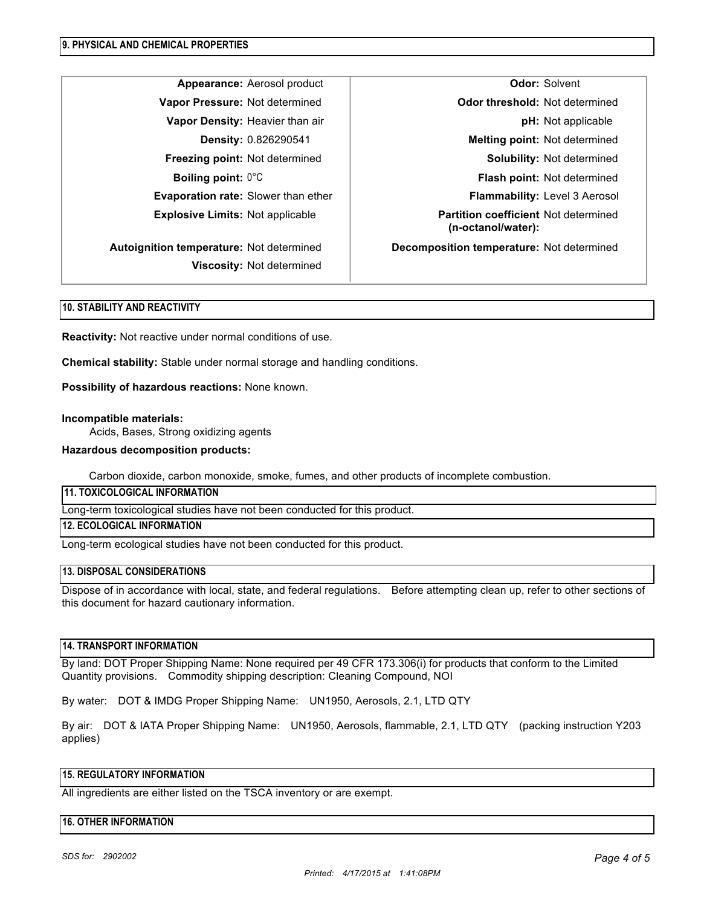## 9. PHYSICAL AND CHEMICAL PROPERTIES

| Property | Value | Property | Value |
|---|---|---|---|
| **Appearance:** | Aerosol product | **Odor:** | Solvent |
| **Vapor Pressure:** | Not determined | **Odor threshold:** | Not determined |
| **Vapor Density:** | Heavier than air | **pH:** | Not applicable |
| **Density:** | 0.826290541 | **Melting point:** | Not determined |
| **Freezing point:** | Not determined | **Solubility:** | Not determined |
| **Boiling point:** | 0°C | **Flash point:** | Not determined |
| **Evaporation rate:** | Slower than ether | **Flammability:** | Level 3 Aerosol |
| **Explosive Limits:** | Not applicable | **Partition coefficient (n-octanol/water):** | Not determined |
| **Autoignition temperature:** | Not determined | **Decomposition temperature:** | Not determined |
| **Viscosity:** | Not determined | | |

## 10. STABILITY AND REACTIVITY

**Reactivity:** Not reactive under normal conditions of use.

**Chemical stability:** Stable under normal storage and handling conditions.

**Possibility of hazardous reactions:** None known.

**Incompatible materials:**

Acids, Bases, Strong oxidizing agents

**Hazardous decomposition products:**

Carbon dioxide, carbon monoxide, smoke, fumes, and other products of incomplete combustion.

## 11. TOXICOLOGICAL INFORMATION

Long-term toxicological studies have not been conducted for this product.

## 12. ECOLOGICAL INFORMATION

Long-term ecological studies have not been conducted for this product.

## 13. DISPOSAL CONSIDERATIONS

Dispose of in accordance with local, state, and federal regulations. Before attempting clean up, refer to other sections of this document for hazard cautionary information.

## 14. TRANSPORT INFORMATION

By land: DOT Proper Shipping Name: None required per 49 CFR 173.306(i) for products that conform to the Limited Quantity provisions. Commodity shipping description: Cleaning Compound, NOI

By water: DOT & IMDG Proper Shipping Name: UN1950, Aerosols, 2.1, LTD QTY

By air: DOT & IATA Proper Shipping Name: UN1950, Aerosols, flammable, 2.1, LTD QTY (packing instruction Y203 applies)

## 15. REGULATORY INFORMATION

All ingredients are either listed on the TSCA inventory or are exempt.

## 16. OTHER INFORMATION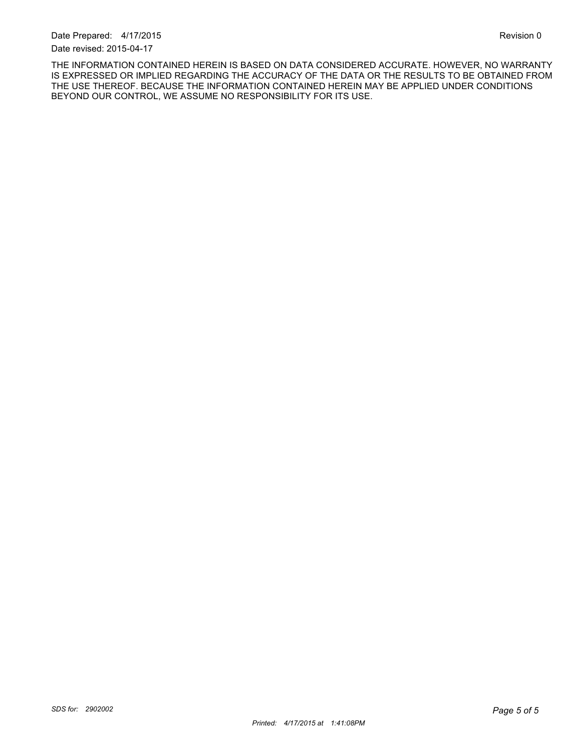Date Prepared: 4/17/2015

Revision 0

Date revised: 2015-04-17

THE INFORMATION CONTAINED HEREIN IS BASED ON DATA CONSIDERED ACCURATE. HOWEVER, NO WARRANTY IS EXPRESSED OR IMPLIED REGARDING THE ACCURACY OF THE DATA OR THE RESULTS TO BE OBTAINED FROM THE USE THEREOF. BECAUSE THE INFORMATION CONTAINED HEREIN MAY BE APPLIED UNDER CONDITIONS BEYOND OUR CONTROL, WE ASSUME NO RESPONSIBILITY FOR ITS USE.